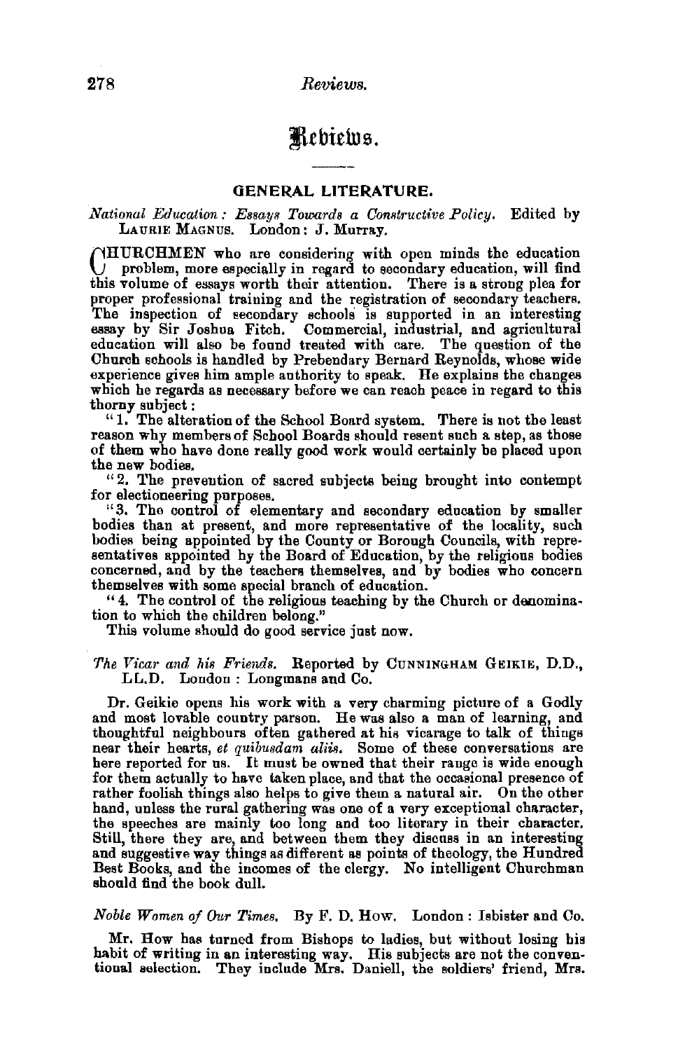# Reviews.

## GENERAL LITERATURE.

*National Education: Essays Towards a Constructive Policy.* Edited by LAURIE MAGNUS. London: J. Murray.

CHURCHMEN who are considering with open minds the education problem, more especially in regard to secondary education, will find this volume of essays worth their attention. There is a strong plea for proper professional training and the registration of secondary teachers. The inspection of secondary schools is supported in an interesting essay by Sir Joshua Fitch. Commercial, industrial, and agricultural education will also be found treated with care. The question of the Church schools is handled by Prebendary Bernard Reynolds, whose wide experience gives him ample authority to speak. He explains the changes which he regards as necessary before we can reach peace in regard to this thorny subject:

"1. The alteration of the School Board system. There is not the least reason why members of School Boards should resent such a step, as those of them who have done really good work would certainly be placed upon the new bodies.

"2. The prevention of sacred subjects being brought into contempt for electioneering purposes.

"3. The control of elementary and secondary education by smaller bodies than at present, and more representative of the locality, such bodies being appointed by the County or Borough Councils, with representatives appointed by the Board of Education, by the religious bodies concerned, and by the teachers themselves, and by bodies who concern themselves with some special branch of education.

"4. The control of the religious teaching by the Church or denomination to which the children belong."

This volume should do good service just now.

*The Vicar and his Friends.* Reported by CUNNINGHAM GEIKIE, D.D., LL.D. London: Longmans and Co.

Dr. Geikie opens his work with a very charming picture of a Godly and most lovable country parson. He was also a man of learning, and thoughtful neighbours often gathered at his vicarage to talk of things near their hearts, *et quibusdam aliis*. Some of these conversations are here reported for us. It must be owned that their range is wide enough for them actually to have taken place, and that the occasional presence of rather foolish things also helps to give them a natural air. On the other hand, unless the rural gathering was one of a very exceptional character, the speeches are mainly too long and too literary in their character. Still, there they are, and between them they discuss in an interesting and suggestive way things as different as points of theology, the Hundred Best Books, and the incomes of the clergy. No intelligent Churchman should find the book dull.

*Noble Women of Our Times.* By F. D. HOW. London: Isbister and Co.

Mr. How has turned from Bishops to ladies, but without losing his habit of writing in an interesting way. His subjects are not the conventional selection. They include Mrs. Daniell, the soldiers' friend, Mrs.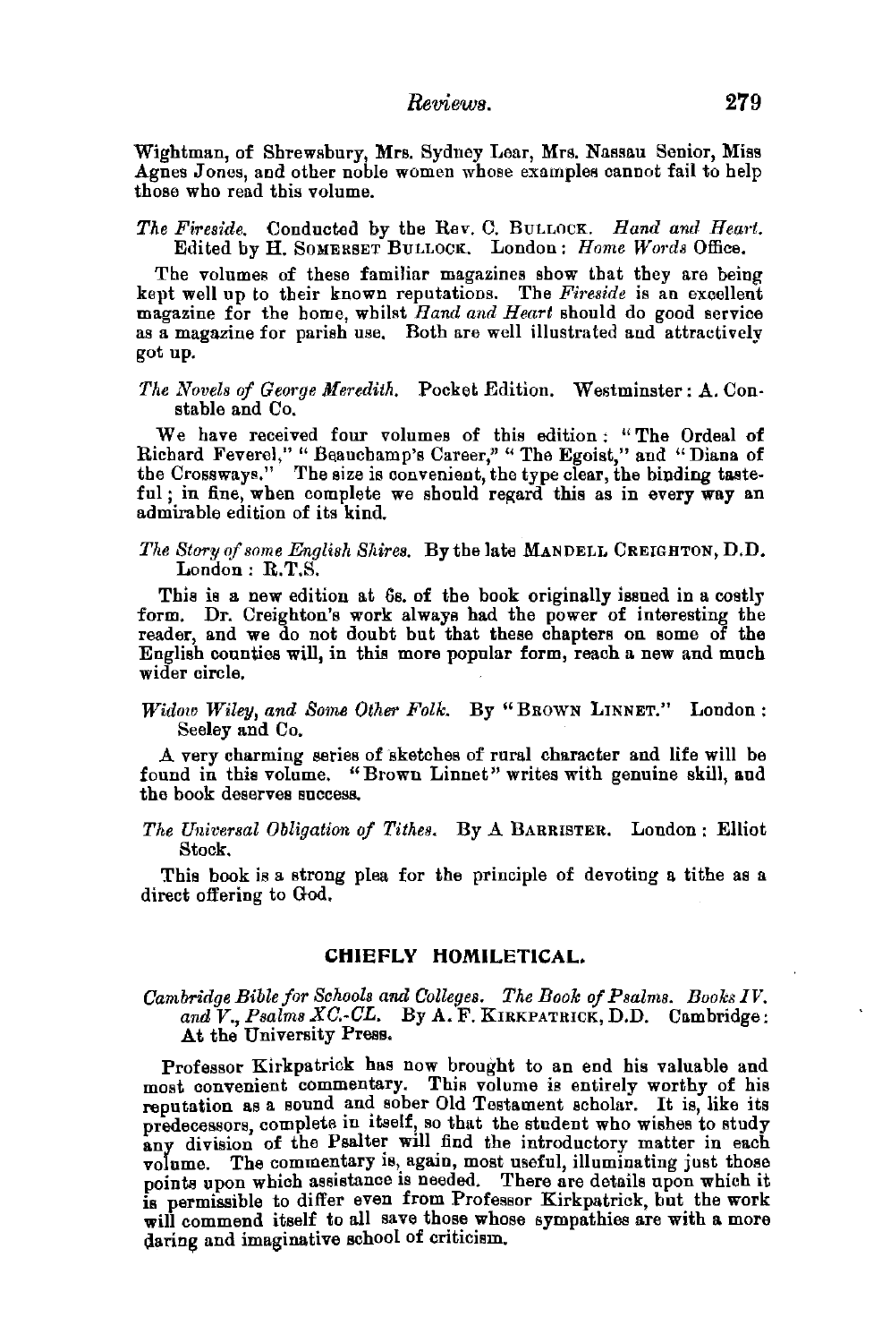Wightman, of Shrewsbury, Mrs. Sydney Lear, Mrs. Nassau Senior, Miss Agnes Jones, and other noble women whose examples cannot fail to help those who read this volume.

*The Fireside.* Conducted by the Rev. C. BULLOCK. *Hand and Heart.* Edited by H. SOMERSET BULLOCK. London: *Home Words* Office.

The volumes of these familiar magazines show that they are being kept well up to their known reputations. The *Fireside* is an excellent magazine for the home, whilst *Hand and Heart* should do good service as a magazine for parish use. Both are well illustrated and attractively got up.

*The Novels of George Meredith.* Pocket Edition. Westminster: A. Constable and Co.

We have received four volumes of this edition: "The Ordeal of Richard Feverel," "Beauchamp's Career," "The Egoist," and "Diana of the Crossways." The size is convenient, the type clear, the binding tasteful; in fine, when complete we should regard this as in every way an admirable edition of its kind.

*The Story of some English Shires.* By the late MANDELL CREIGHTON, D.D. London: R.T.S.

This is a new edition at 6s. of the book originally issued in a costly form. Dr. Creighton's work always had the power of interesting the reader, and we do not doubt but that these chapters on some of the English counties will, in this more popular form, reach a new and much wider circle.

*Widow Wiley, and Some Other Folk.* By "BROWN LINNET." London: Seeley and Co.

A very charming series of sketches of rural character and life will be found in this volume. "Brown Linnet" writes with genuine skill, and the book deserves success.

*The Universal Obligation of Tithes.* By A BARRISTER. London: Elliot Stock.

This book is a strong plea for the principle of devoting a tithe as a direct offering to God.

## CHIEFLY HOMILETICAL.

*Cambridge Bible for Schools and Colleges. The Book of Psalms. Books IV. and V., Psalms XC.-CL.* By A. F. KIRKPATRICK, D.D. Cambridge: At the University Press.

Professor Kirkpatrick has now brought to an end his valuable and most convenient commentary. This volume is entirely worthy of his reputation as a sound and sober Old Testament scholar. It is, like its predecessors, complete in itself, so that the student who wishes to study any division of the Psalter will find the introductory matter in each volume. The commentary is, again, most useful, illuminating just those points upon which assistance is needed. There are details upon which it is permissible to differ even from Professor Kirkpatrick, but the work will commend itself to all save those whose sympathies are with a more daring and imaginative school of criticism.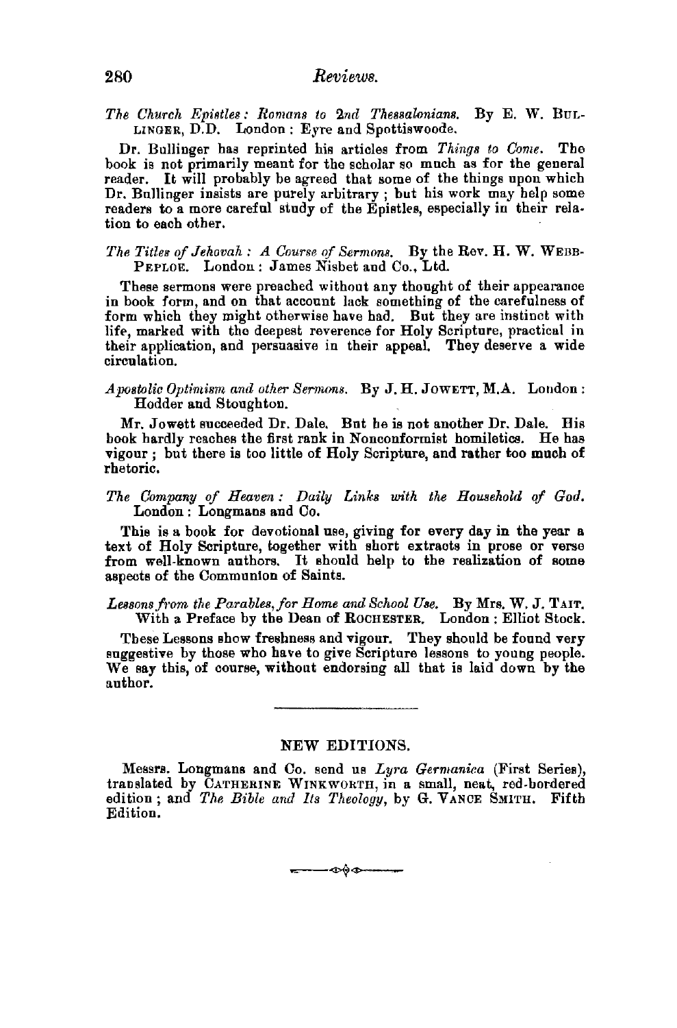*The Church Epistles: Romans to 2nd Thessalonians.* By E. W. BULLINGER, D.D. London: Eyre and Spottiswoode.

Dr. Bullinger has reprinted his articles from *Things to Come*. The book is not primarily meant for the scholar so much as for the general reader. It will probably be agreed that some of the things upon which Dr. Bullinger insists are purely arbitrary; but his work may help some readers to a more careful study of the Epistles, especially in their relation to each other.

*The Titles of Jehovah: A Course of Sermons.* By the Rev. H. W. WEBB-PEPLOE. London: James Nisbet and Co., Ltd.

These sermons were preached without any thought of their appearance in book form, and on that account lack something of the carefulness of form which they might otherwise have had. But they are instinct with life, marked with the deepest reverence for Holy Scripture, practical in their application, and persuasive in their appeal. They deserve a wide circulation.

*Apostolic Optimism and other Sermons.* By J. H. JOWETT, M.A. London: Hodder and Stoughton.

Mr. Jowett succeeded Dr. Dale. But he is not another Dr. Dale. His book hardly reaches the first rank in Nonconformist homiletics. He has vigour; but there is too little of Holy Scripture, and rather too much of rhetoric.

*The Company of Heaven: Daily Links with the Household of God.* London: Longmans and Co.

This is a book for devotional use, giving for every day in the year a text of Holy Scripture, together with short extracts in prose or verse from well-known authors. It should help to the realization of some aspects of the Communion of Saints.

*Lessons from the Parables, for Home and School Use.* By Mrs. W. J. TAIT. With a Preface by the Dean of ROCHESTER. London: Elliot Stock.

These Lessons show freshness and vigour. They should be found very suggestive by those who have to give Scripture lessons to young people. We say this, of course, without endorsing all that is laid down by the author.

---

## NEW EDITIONS.

Messrs. Longmans and Co. send us *Lyra Germanica* (First Series), translated by CATHERINE WINKWORTH, in a small, neat, red-bordered edition; and *The Bible and Its Theology*, by G. VANCE SMITH. Fifth Edition.